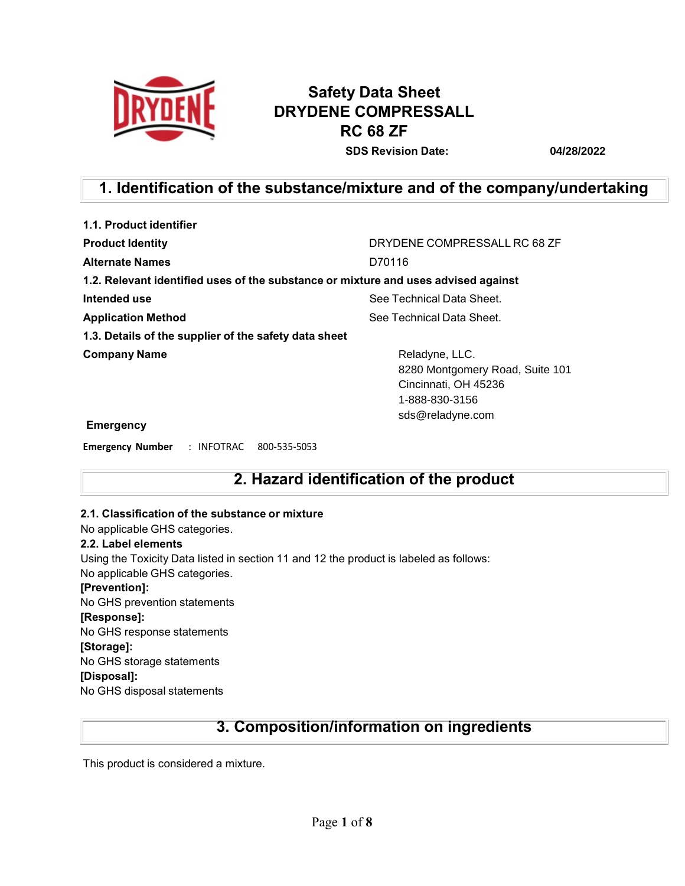# Safety Data Sheet
# DRYDENE COMPRESSALL RC 68 ZF

**SDS Revision Date:** **04/28/2022**

## 1. Identification of the substance/mixture and of the company/undertaking

**1.1. Product identifier**

| | |
|---|---|
| **Product Identity** | DRYDENE COMPRESSALL RC 68 ZF |
| **Alternate Names** | D70116 |

**1.2. Relevant identified uses of the substance or mixture and uses advised against**

| | |
|---|---|
| **Intended use** | See Technical Data Sheet. |
| **Application Method** | See Technical Data Sheet. |

**1.3. Details of the supplier of the safety data sheet**

**Company Name**

Reladyne, LLC.
8280 Montgomery Road, Suite 101
Cincinnati, OH 45236
1-888-830-3156
sds@reladyne.com

**Emergency**

**Emergency Number** : INFOTRAC 800-535-5053

## 2. Hazard identification of the product

**2.1. Classification of the substance or mixture**

No applicable GHS categories.

**2.2. Label elements**

Using the Toxicity Data listed in section 11 and 12 the product is labeled as follows:

No applicable GHS categories.

**[Prevention]:**

No GHS prevention statements

**[Response]:**

No GHS response statements

**[Storage]:**

No GHS storage statements

**[Disposal]:**

No GHS disposal statements

## 3. Composition/information on ingredients

This product is considered a mixture.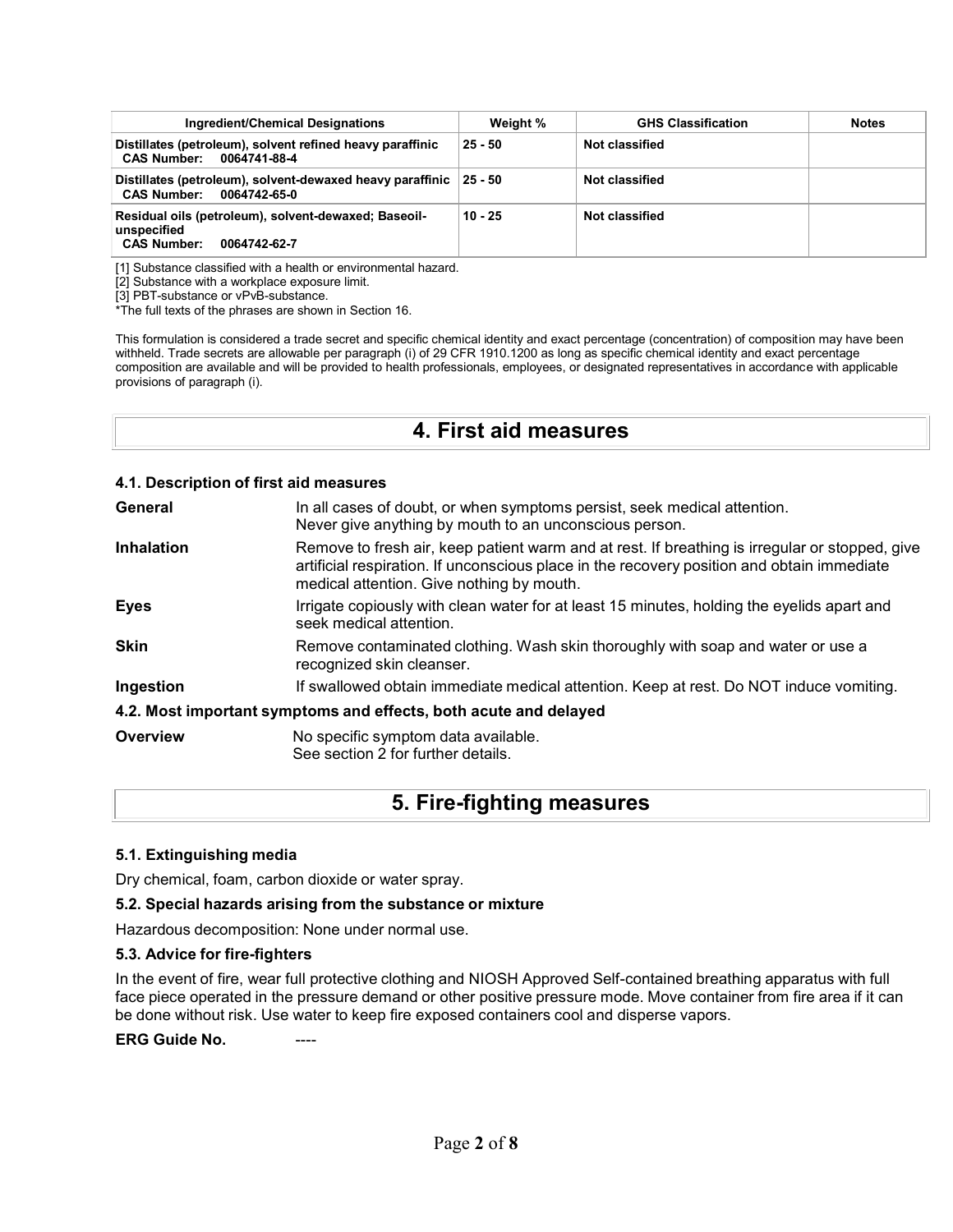| Ingredient/Chemical Designations | Weight % | GHS Classification | Notes |
|---|---|---|---|
| **Distillates (petroleum), solvent refined heavy paraffinic**<br>**CAS Number: 0064741-88-4** | **25 - 50** | **Not classified** | |
| **Distillates (petroleum), solvent-dewaxed heavy paraffinic**<br>**CAS Number: 0064742-65-0** | **25 - 50** | **Not classified** | |
| **Residual oils (petroleum), solvent-dewaxed; Baseoil-unspecified**<br>**CAS Number: 0064742-62-7** | **10 - 25** | **Not classified** | |

[1] Substance classified with a health or environmental hazard.
[2] Substance with a workplace exposure limit.
[3] PBT-substance or vPvB-substance.
*The full texts of the phrases are shown in Section 16.

This formulation is considered a trade secret and specific chemical identity and exact percentage (concentration) of composition may have been withheld. Trade secrets are allowable per paragraph (i) of 29 CFR 1910.1200 as long as specific chemical identity and exact percentage composition are available and will be provided to health professionals, employees, or designated representatives in accordance with applicable provisions of paragraph (i).

# 4. First aid measures

### 4.1. Description of first aid measures

**General** In all cases of doubt, or when symptoms persist, seek medical attention. Never give anything by mouth to an unconscious person.

**Inhalation** Remove to fresh air, keep patient warm and at rest. If breathing is irregular or stopped, give artificial respiration. If unconscious place in the recovery position and obtain immediate medical attention. Give nothing by mouth.

**Eyes** Irrigate copiously with clean water for at least 15 minutes, holding the eyelids apart and seek medical attention.

**Skin** Remove contaminated clothing. Wash skin thoroughly with soap and water or use a recognized skin cleanser.

**Ingestion** If swallowed obtain immediate medical attention. Keep at rest. Do NOT induce vomiting.

### 4.2. Most important symptoms and effects, both acute and delayed

**Overview** No specific symptom data available. See section 2 for further details.

# 5. Fire-fighting measures

### 5.1. Extinguishing media

Dry chemical, foam, carbon dioxide or water spray.

### 5.2. Special hazards arising from the substance or mixture

Hazardous decomposition: None under normal use.

### 5.3. Advice for fire-fighters

In the event of fire, wear full protective clothing and NIOSH Approved Self-contained breathing apparatus with full face piece operated in the pressure demand or other positive pressure mode. Move container from fire area if it can be done without risk. Use water to keep fire exposed containers cool and disperse vapors.

**ERG Guide No.** ----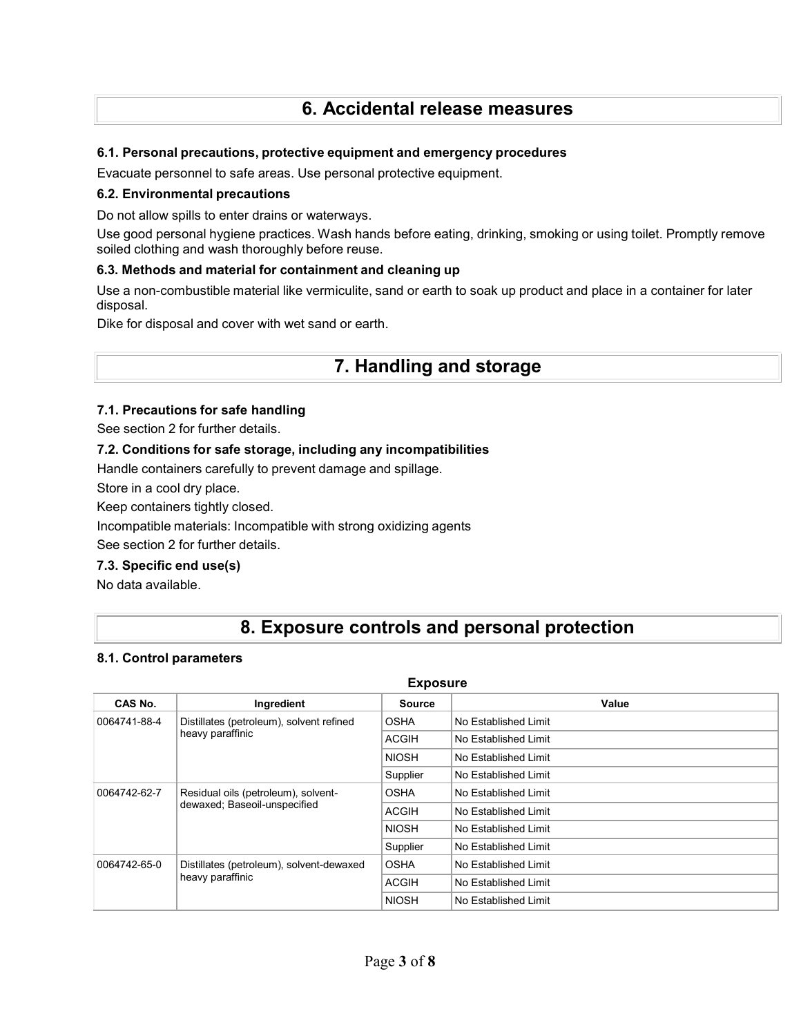# 6. Accidental release measures

### 6.1. Personal precautions, protective equipment and emergency procedures

Evacuate personnel to safe areas. Use personal protective equipment.

### 6.2. Environmental precautions

Do not allow spills to enter drains or waterways.

Use good personal hygiene practices. Wash hands before eating, drinking, smoking or using toilet. Promptly remove soiled clothing and wash thoroughly before reuse.

### 6.3. Methods and material for containment and cleaning up

Use a non-combustible material like vermiculite, sand or earth to soak up product and place in a container for later disposal.

Dike for disposal and cover with wet sand or earth.

# 7. Handling and storage

### 7.1. Precautions for safe handling

See section 2 for further details.

### 7.2. Conditions for safe storage, including any incompatibilities

Handle containers carefully to prevent damage and spillage.

Store in a cool dry place.

Keep containers tightly closed.

Incompatible materials: Incompatible with strong oxidizing agents

See section 2 for further details.

### 7.3. Specific end use(s)

No data available.

# 8. Exposure controls and personal protection

### 8.1. Control parameters

**Exposure**

| CAS No. | Ingredient | Source | Value |
|---|---|---|---|
| 0064741-88-4 | Distillates (petroleum), solvent refined heavy paraffinic | OSHA | No Established Limit |
| | | ACGIH | No Established Limit |
| | | NIOSH | No Established Limit |
| | | Supplier | No Established Limit |
| 0064742-62-7 | Residual oils (petroleum), solvent-dewaxed; Baseoil-unspecified | OSHA | No Established Limit |
| | | ACGIH | No Established Limit |
| | | NIOSH | No Established Limit |
| | | Supplier | No Established Limit |
| 0064742-65-0 | Distillates (petroleum), solvent-dewaxed heavy paraffinic | OSHA | No Established Limit |
| | | ACGIH | No Established Limit |
| | | NIOSH | No Established Limit |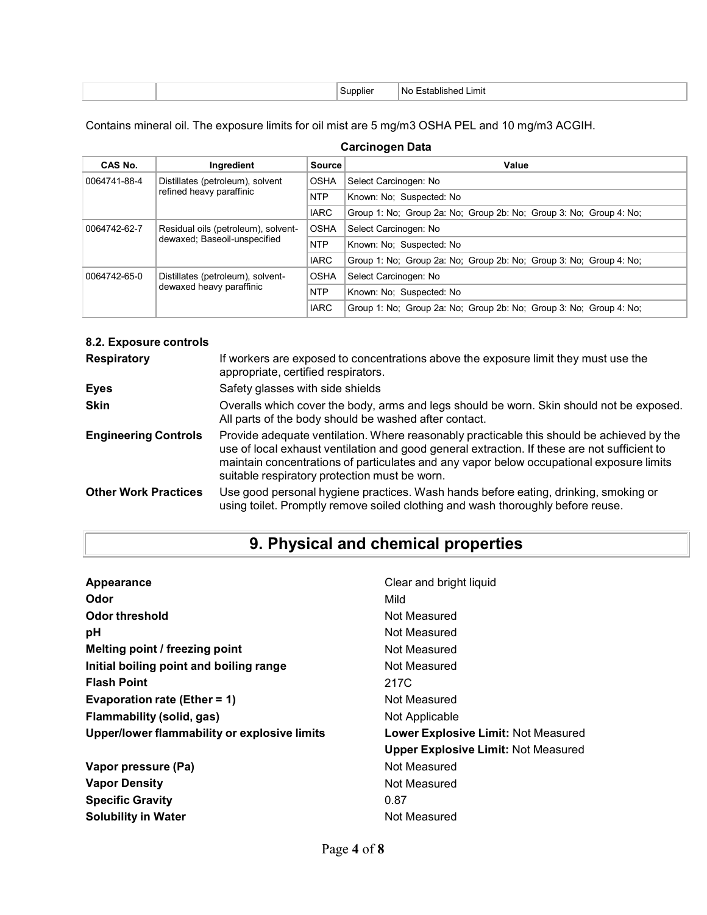| | | Supplier | No Established Limit |
|---|---|---|---|

Contains mineral oil. The exposure limits for oil mist are 5 mg/m3 OSHA PEL and 10 mg/m3 ACGIH.

**Carcinogen Data**

| CAS No. | Ingredient | Source | Value |
|---|---|---|---|
| 0064741-88-4 | Distillates (petroleum), solvent refined heavy paraffinic | OSHA | Select Carcinogen: No |
| | | NTP | Known: No; Suspected: No |
| | | IARC | Group 1: No; Group 2a: No; Group 2b: No; Group 3: No; Group 4: No; |
| 0064742-62-7 | Residual oils (petroleum), solvent-dewaxed; Baseoil-unspecified | OSHA | Select Carcinogen: No |
| | | NTP | Known: No; Suspected: No |
| | | IARC | Group 1: No; Group 2a: No; Group 2b: No; Group 3: No; Group 4: No; |
| 0064742-65-0 | Distillates (petroleum), solvent-dewaxed heavy paraffinic | OSHA | Select Carcinogen: No |
| | | NTP | Known: No; Suspected: No |
| | | IARC | Group 1: No; Group 2a: No; Group 2b: No; Group 3: No; Group 4: No; |

### 8.2. Exposure controls

**Respiratory** If workers are exposed to concentrations above the exposure limit they must use the appropriate, certified respirators.

**Eyes** Safety glasses with side shields

**Skin** Overalls which cover the body, arms and legs should be worn. Skin should not be exposed. All parts of the body should be washed after contact.

**Engineering Controls** Provide adequate ventilation. Where reasonably practicable this should be achieved by the use of local exhaust ventilation and good general extraction. If these are not sufficient to maintain concentrations of particulates and any vapor below occupational exposure limits suitable respiratory protection must be worn.

**Other Work Practices** Use good personal hygiene practices. Wash hands before eating, drinking, smoking or using toilet. Promptly remove soiled clothing and wash thoroughly before reuse.

## 9. Physical and chemical properties

| | |
|---|---|
| **Appearance** | Clear and bright liquid |
| **Odor** | Mild |
| **Odor threshold** | Not Measured |
| **pH** | Not Measured |
| **Melting point / freezing point** | Not Measured |
| **Initial boiling point and boiling range** | Not Measured |
| **Flash Point** | 217C |
| **Evaporation rate (Ether = 1)** | Not Measured |
| **Flammability (solid, gas)** | Not Applicable |
| **Upper/lower flammability or explosive limits** | **Lower Explosive Limit:** Not Measured |
| | **Upper Explosive Limit:** Not Measured |
| **Vapor pressure (Pa)** | Not Measured |
| **Vapor Density** | Not Measured |
| **Specific Gravity** | 0.87 |
| **Solubility in Water** | Not Measured |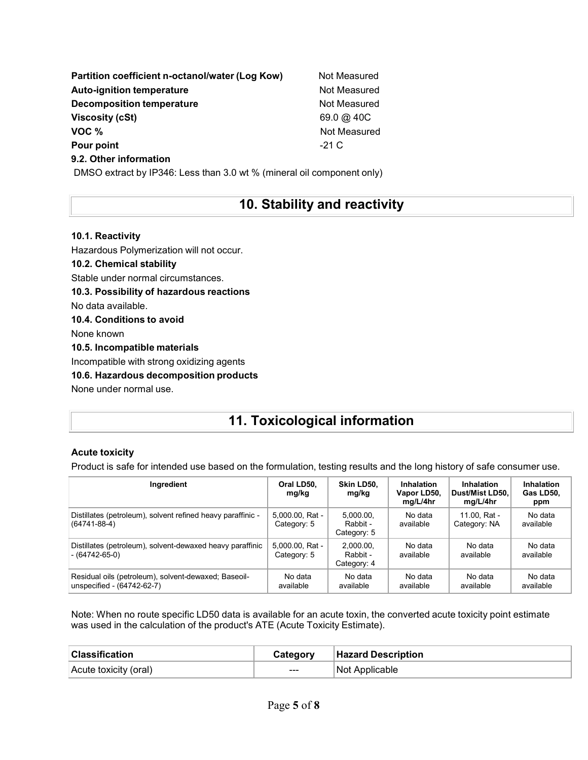| | |
|---|---|
| **Partition coefficient n-octanol/water (Log Kow)** | Not Measured |
| **Auto-ignition temperature** | Not Measured |
| **Decomposition temperature** | Not Measured |
| **Viscosity (cSt)** | 69.0 @ 40C |
| **VOC %** | Not Measured |
| **Pour point** | -21 C |

**9.2. Other information**

DMSO extract by IP346: Less than 3.0 wt % (mineral oil component only)

# 10. Stability and reactivity

**10.1. Reactivity**

Hazardous Polymerization will not occur.

**10.2. Chemical stability**

Stable under normal circumstances.

**10.3. Possibility of hazardous reactions**

No data available.

**10.4. Conditions to avoid**

None known

**10.5. Incompatible materials**

Incompatible with strong oxidizing agents

**10.6. Hazardous decomposition products**

None under normal use.

# 11. Toxicological information

**Acute toxicity**

Product is safe for intended use based on the formulation, testing results and the long history of safe consumer use.

| Ingredient | Oral LD50, mg/kg | Skin LD50, mg/kg | Inhalation Vapor LD50, mg/L/4hr | Inhalation Dust/Mist LD50, mg/L/4hr | Inhalation Gas LD50, ppm |
|---|---|---|---|---|---|
| Distillates (petroleum), solvent refined heavy paraffinic - (64741-88-4) | 5,000.00, Rat - Category: 5 | 5,000.00, Rabbit - Category: 5 | No data available | 11.00, Rat - Category: NA | No data available |
| Distillates (petroleum), solvent-dewaxed heavy paraffinic - (64742-65-0) | 5,000.00, Rat - Category: 5 | 2,000.00, Rabbit - Category: 4 | No data available | No data available | No data available |
| Residual oils (petroleum), solvent-dewaxed; Baseoil-unspecified - (64742-62-7) | No data available | No data available | No data available | No data available | No data available |

Note: When no route specific LD50 data is available for an acute toxin, the converted acute toxicity point estimate was used in the calculation of the product's ATE (Acute Toxicity Estimate).

| Classification | Category | Hazard Description |
|---|---|---|
| Acute toxicity (oral) | --- | Not Applicable |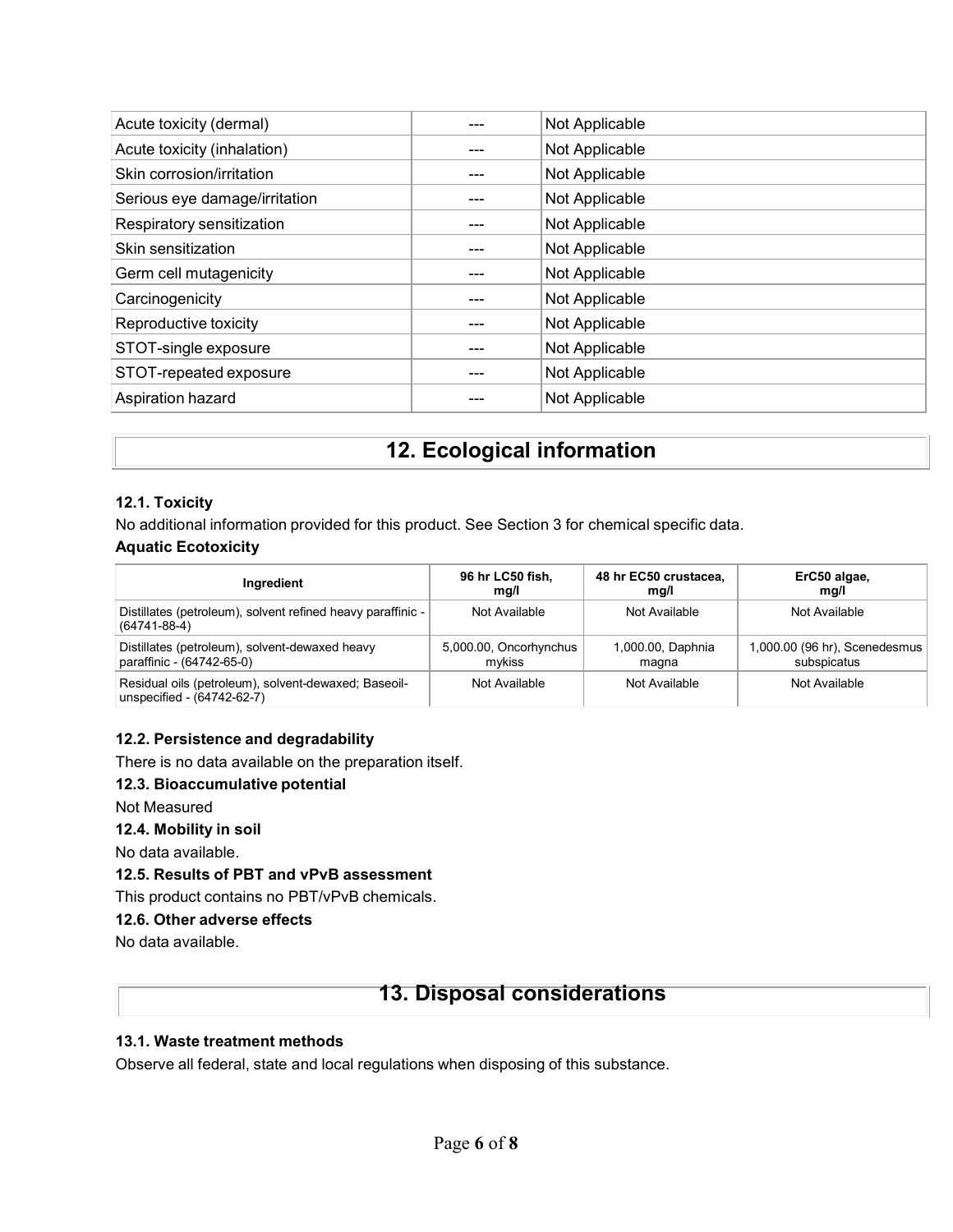| | | |
|---|---|---|
| Acute toxicity (dermal) | --- | Not Applicable |
| Acute toxicity (inhalation) | --- | Not Applicable |
| Skin corrosion/irritation | --- | Not Applicable |
| Serious eye damage/irritation | --- | Not Applicable |
| Respiratory sensitization | --- | Not Applicable |
| Skin sensitization | --- | Not Applicable |
| Germ cell mutagenicity | --- | Not Applicable |
| Carcinogenicity | --- | Not Applicable |
| Reproductive toxicity | --- | Not Applicable |
| STOT-single exposure | --- | Not Applicable |
| STOT-repeated exposure | --- | Not Applicable |
| Aspiration hazard | --- | Not Applicable |

# 12. Ecological information

### 12.1. Toxicity

No additional information provided for this product. See Section 3 for chemical specific data.

**Aquatic Ecotoxicity**

| Ingredient | 96 hr LC50 fish, mg/l | 48 hr EC50 crustacea, mg/l | ErC50 algae, mg/l |
|---|---|---|---|
| Distillates (petroleum), solvent refined heavy paraffinic - (64741-88-4) | Not Available | Not Available | Not Available |
| Distillates (petroleum), solvent-dewaxed heavy paraffinic - (64742-65-0) | 5,000.00, Oncorhynchus mykiss | 1,000.00, Daphnia magna | 1,000.00 (96 hr), Scenedesmus subspicatus |
| Residual oils (petroleum), solvent-dewaxed; Baseoil-unspecified - (64742-62-7) | Not Available | Not Available | Not Available |

### 12.2. Persistence and degradability

There is no data available on the preparation itself.

### 12.3. Bioaccumulative potential

Not Measured

### 12.4. Mobility in soil

No data available.

### 12.5. Results of PBT and vPvB assessment

This product contains no PBT/vPvB chemicals.

### 12.6. Other adverse effects

No data available.

# 13. Disposal considerations

### 13.1. Waste treatment methods

Observe all federal, state and local regulations when disposing of this substance.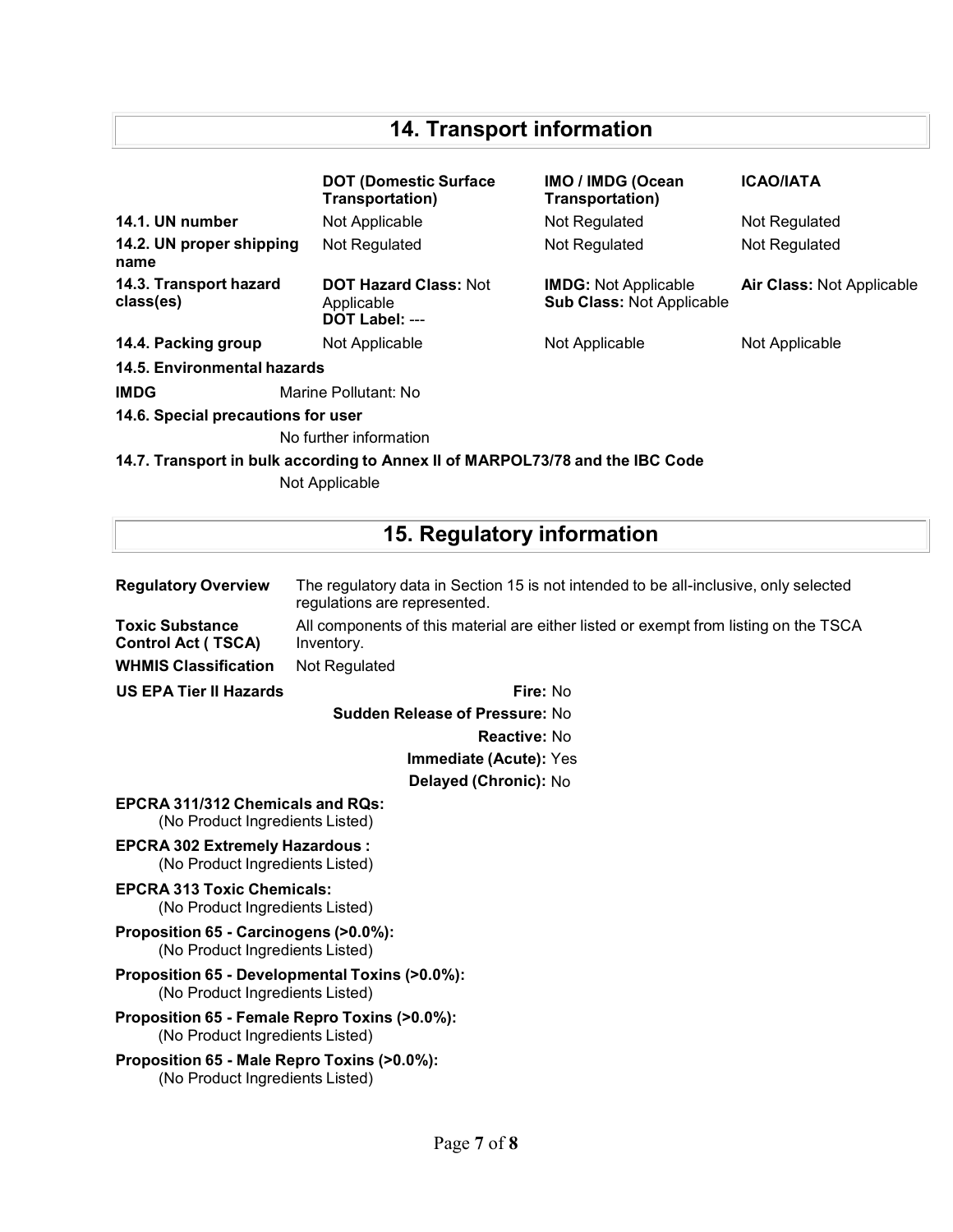## 14. Transport information

| | DOT (Domestic Surface Transportation) | IMO / IMDG (Ocean Transportation) | ICAO/IATA |
|---|---|---|---|
| **14.1. UN number** | Not Applicable | Not Regulated | Not Regulated |
| **14.2. UN proper shipping name** | Not Regulated | Not Regulated | Not Regulated |
| **14.3. Transport hazard class(es)** | **DOT Hazard Class:** Not Applicable **DOT Label:** --- | **IMDG:** Not Applicable **Sub Class:** Not Applicable | **Air Class:** Not Applicable |
| **14.4. Packing group** | Not Applicable | Not Applicable | Not Applicable |

**14.5. Environmental hazards**

**IMDG** Marine Pollutant: No

**14.6. Special precautions for user**

No further information

**14.7. Transport in bulk according to Annex II of MARPOL73/78 and the IBC Code**

Not Applicable

## 15. Regulatory information

**Regulatory Overview** The regulatory data in Section 15 is not intended to be all-inclusive, only selected regulations are represented.

**Toxic Substance Control Act ( TSCA)** All components of this material are either listed or exempt from listing on the TSCA Inventory.

**WHMIS Classification** Not Regulated

**US EPA Tier II Hazards**

**Fire:** No

**Sudden Release of Pressure:** No

**Reactive:** No

**Immediate (Acute):** Yes

**Delayed (Chronic):** No

**EPCRA 311/312 Chemicals and RQs:**
(No Product Ingredients Listed)

**EPCRA 302 Extremely Hazardous :**
(No Product Ingredients Listed)

**EPCRA 313 Toxic Chemicals:**
(No Product Ingredients Listed)

**Proposition 65 - Carcinogens (>0.0%):**
(No Product Ingredients Listed)

**Proposition 65 - Developmental Toxins (>0.0%):**
(No Product Ingredients Listed)

**Proposition 65 - Female Repro Toxins (>0.0%):**
(No Product Ingredients Listed)

**Proposition 65 - Male Repro Toxins (>0.0%):**
(No Product Ingredients Listed)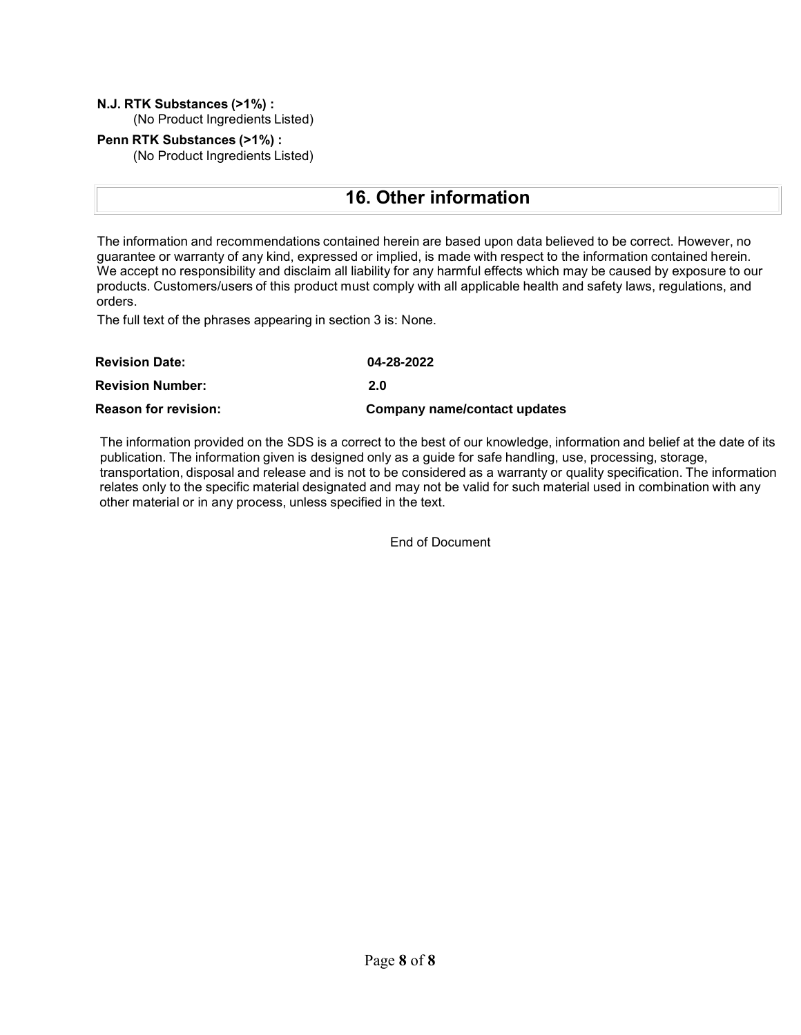**N.J. RTK Substances (>1%) :**
(No Product Ingredients Listed)

**Penn RTK Substances (>1%) :**
(No Product Ingredients Listed)

## 16. Other information

The information and recommendations contained herein are based upon data believed to be correct. However, no guarantee or warranty of any kind, expressed or implied, is made with respect to the information contained herein. We accept no responsibility and disclaim all liability for any harmful effects which may be caused by exposure to our products. Customers/users of this product must comply with all applicable health and safety laws, regulations, and orders.

The full text of the phrases appearing in section 3 is: None.

| | |
|---|---|
| **Revision Date:** | **04-28-2022** |
| **Revision Number:** | **2.0** |
| **Reason for revision:** | **Company name/contact updates** |

The information provided on the SDS is a correct to the best of our knowledge, information and belief at the date of its publication. The information given is designed only as a guide for safe handling, use, processing, storage, transportation, disposal and release and is not to be considered as a warranty or quality specification. The information relates only to the specific material designated and may not be valid for such material used in combination with any other material or in any process, unless specified in the text.

End of Document